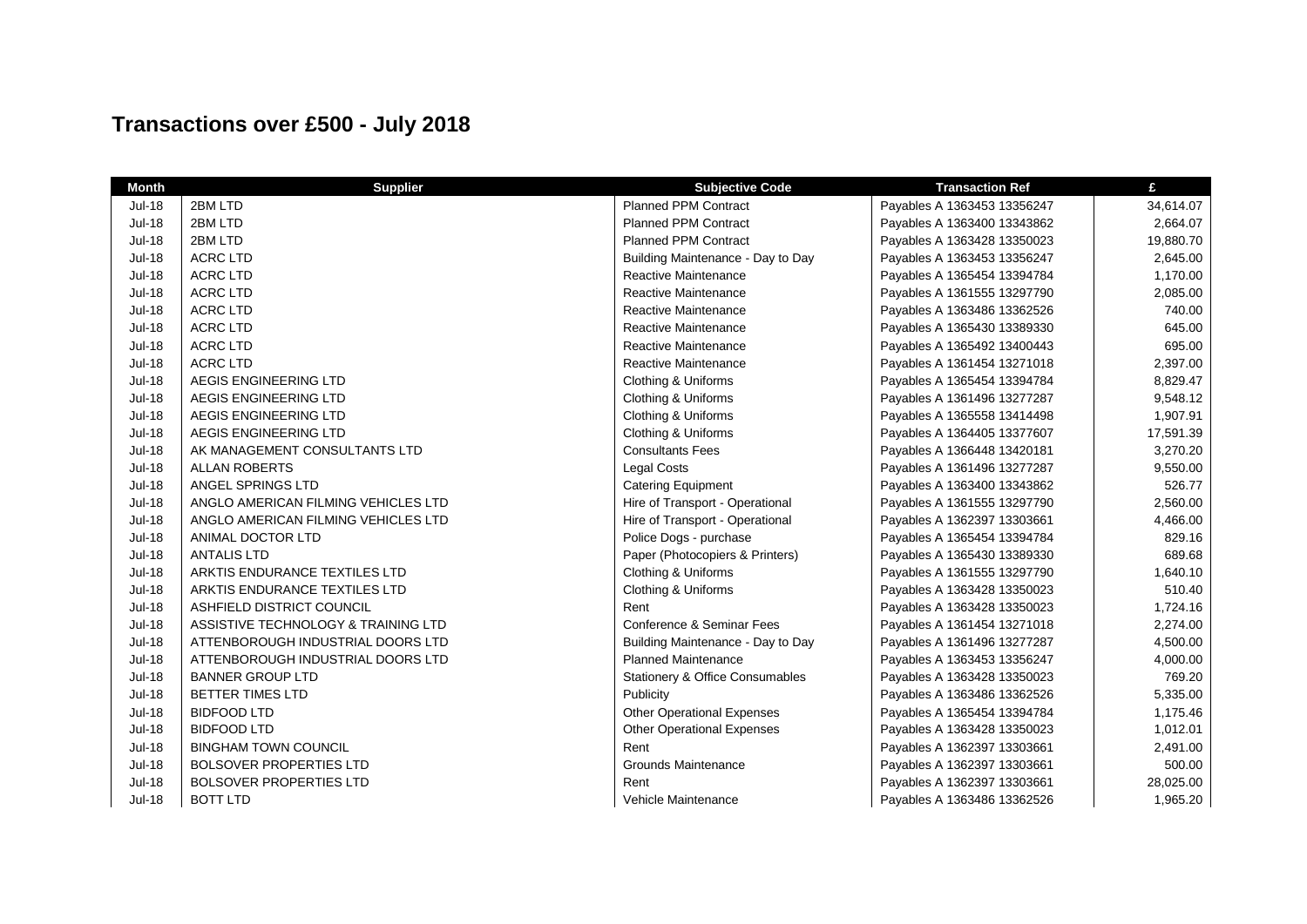# Transactions over £500 - July 2018

| Month | Supplier | Subjective Code | Transaction Ref | £ |
|---|---|---|---|---|
| Jul-18 | 2BM LTD | Planned PPM Contract | Payables A 1363453 13356247 | 34,614.07 |
| Jul-18 | 2BM LTD | Planned PPM Contract | Payables A 1363400 13343862 | 2,664.07 |
| Jul-18 | 2BM LTD | Planned PPM Contract | Payables A 1363428 13350023 | 19,880.70 |
| Jul-18 | ACRC LTD | Building Maintenance - Day to Day | Payables A 1363453 13356247 | 2,645.00 |
| Jul-18 | ACRC LTD | Reactive Maintenance | Payables A 1365454 13394784 | 1,170.00 |
| Jul-18 | ACRC LTD | Reactive Maintenance | Payables A 1361555 13297790 | 2,085.00 |
| Jul-18 | ACRC LTD | Reactive Maintenance | Payables A 1363486 13362526 | 740.00 |
| Jul-18 | ACRC LTD | Reactive Maintenance | Payables A 1365430 13389330 | 645.00 |
| Jul-18 | ACRC LTD | Reactive Maintenance | Payables A 1365492 13400443 | 695.00 |
| Jul-18 | ACRC LTD | Reactive Maintenance | Payables A 1361454 13271018 | 2,397.00 |
| Jul-18 | AEGIS ENGINEERING LTD | Clothing & Uniforms | Payables A 1365454 13394784 | 8,829.47 |
| Jul-18 | AEGIS ENGINEERING LTD | Clothing & Uniforms | Payables A 1361496 13277287 | 9,548.12 |
| Jul-18 | AEGIS ENGINEERING LTD | Clothing & Uniforms | Payables A 1365558 13414498 | 1,907.91 |
| Jul-18 | AEGIS ENGINEERING LTD | Clothing & Uniforms | Payables A 1364405 13377607 | 17,591.39 |
| Jul-18 | AK MANAGEMENT CONSULTANTS LTD | Consultants Fees | Payables A 1366448 13420181 | 3,270.20 |
| Jul-18 | ALLAN ROBERTS | Legal Costs | Payables A 1361496 13277287 | 9,550.00 |
| Jul-18 | ANGEL SPRINGS LTD | Catering Equipment | Payables A 1363400 13343862 | 526.77 |
| Jul-18 | ANGLO AMERICAN FILMING VEHICLES LTD | Hire of Transport - Operational | Payables A 1361555 13297790 | 2,560.00 |
| Jul-18 | ANGLO AMERICAN FILMING VEHICLES LTD | Hire of Transport - Operational | Payables A 1362397 13303661 | 4,466.00 |
| Jul-18 | ANIMAL DOCTOR LTD | Police Dogs - purchase | Payables A 1365454 13394784 | 829.16 |
| Jul-18 | ANTALIS LTD | Paper (Photocopiers & Printers) | Payables A 1365430 13389330 | 689.68 |
| Jul-18 | ARKTIS ENDURANCE TEXTILES LTD | Clothing & Uniforms | Payables A 1361555 13297790 | 1,640.10 |
| Jul-18 | ARKTIS ENDURANCE TEXTILES LTD | Clothing & Uniforms | Payables A 1363428 13350023 | 510.40 |
| Jul-18 | ASHFIELD DISTRICT COUNCIL | Rent | Payables A 1363428 13350023 | 1,724.16 |
| Jul-18 | ASSISTIVE TECHNOLOGY & TRAINING LTD | Conference & Seminar Fees | Payables A 1361454 13271018 | 2,274.00 |
| Jul-18 | ATTENBOROUGH INDUSTRIAL DOORS LTD | Building Maintenance - Day to Day | Payables A 1361496 13277287 | 4,500.00 |
| Jul-18 | ATTENBOROUGH INDUSTRIAL DOORS LTD | Planned Maintenance | Payables A 1363453 13356247 | 4,000.00 |
| Jul-18 | BANNER GROUP LTD | Stationery & Office Consumables | Payables A 1363428 13350023 | 769.20 |
| Jul-18 | BETTER TIMES LTD | Publicity | Payables A 1363486 13362526 | 5,335.00 |
| Jul-18 | BIDFOOD LTD | Other Operational Expenses | Payables A 1365454 13394784 | 1,175.46 |
| Jul-18 | BIDFOOD LTD | Other Operational Expenses | Payables A 1363428 13350023 | 1,012.01 |
| Jul-18 | BINGHAM TOWN COUNCIL | Rent | Payables A 1362397 13303661 | 2,491.00 |
| Jul-18 | BOLSOVER PROPERTIES LTD | Grounds Maintenance | Payables A 1362397 13303661 | 500.00 |
| Jul-18 | BOLSOVER PROPERTIES LTD | Rent | Payables A 1362397 13303661 | 28,025.00 |
| Jul-18 | BOTT LTD | Vehicle Maintenance | Payables A 1363486 13362526 | 1,965.20 |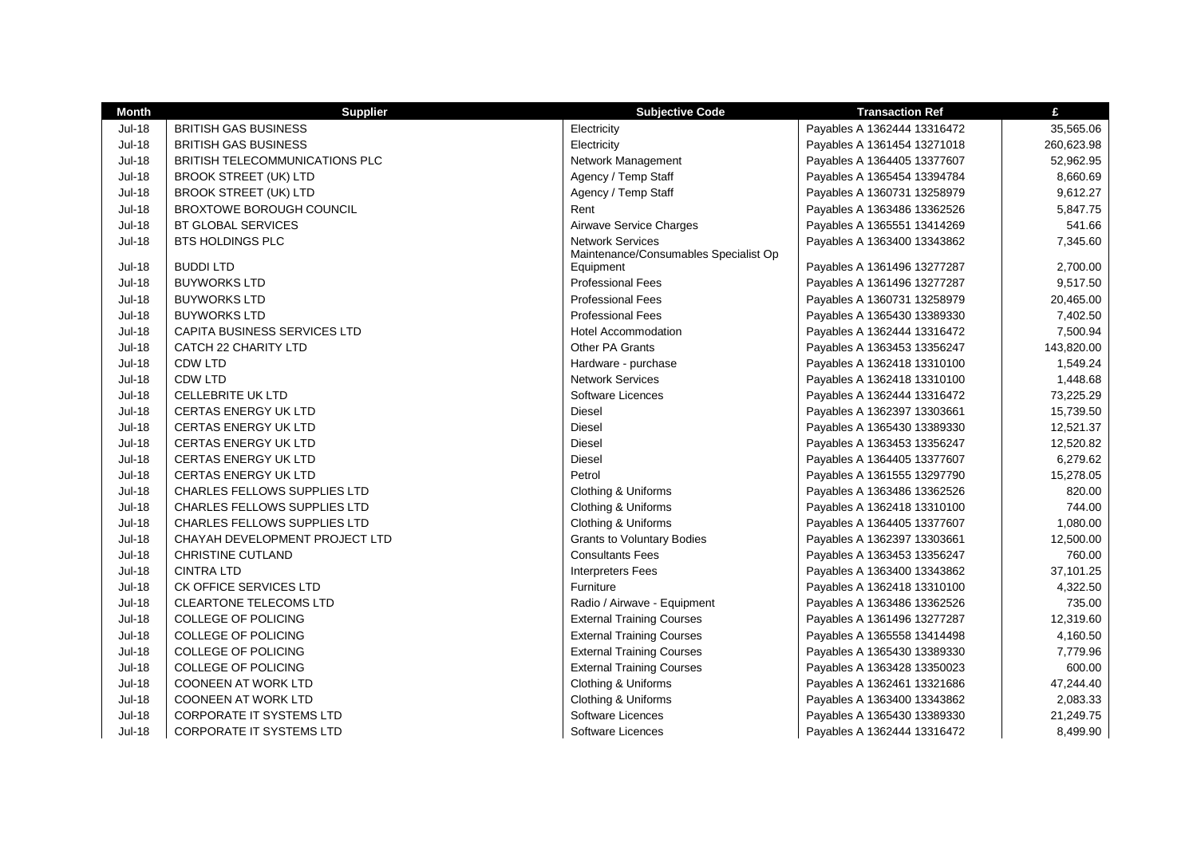| Month | Supplier | Subjective Code | Transaction Ref | £ |
|---|---|---|---|---|
| Jul-18 | BRITISH GAS BUSINESS | Electricity | Payables A 1362444 13316472 | 35,565.06 |
| Jul-18 | BRITISH GAS BUSINESS | Electricity | Payables A 1361454 13271018 | 260,623.98 |
| Jul-18 | BRITISH TELECOMMUNICATIONS PLC | Network Management | Payables A 1364405 13377607 | 52,962.95 |
| Jul-18 | BROOK STREET (UK) LTD | Agency / Temp Staff | Payables A 1365454 13394784 | 8,660.69 |
| Jul-18 | BROOK STREET (UK) LTD | Agency / Temp Staff | Payables A 1360731 13258979 | 9,612.27 |
| Jul-18 | BROXTOWE BOROUGH COUNCIL | Rent | Payables A 1363486 13362526 | 5,847.75 |
| Jul-18 | BT GLOBAL SERVICES | Airwave Service Charges | Payables A 1365551 13414269 | 541.66 |
| Jul-18 | BTS HOLDINGS PLC | Network Services | Payables A 1363400 13343862 | 7,345.60 |
| Jul-18 | BUDDI LTD | Maintenance/Consumables Specialist Op Equipment | Payables A 1361496 13277287 | 2,700.00 |
| Jul-18 | BUYWORKS LTD | Professional Fees | Payables A 1361496 13277287 | 9,517.50 |
| Jul-18 | BUYWORKS LTD | Professional Fees | Payables A 1360731 13258979 | 20,465.00 |
| Jul-18 | BUYWORKS LTD | Professional Fees | Payables A 1365430 13389330 | 7,402.50 |
| Jul-18 | CAPITA BUSINESS SERVICES LTD | Hotel Accommodation | Payables A 1362444 13316472 | 7,500.94 |
| Jul-18 | CATCH 22 CHARITY LTD | Other PA Grants | Payables A 1363453 13356247 | 143,820.00 |
| Jul-18 | CDW LTD | Hardware - purchase | Payables A 1362418 13310100 | 1,549.24 |
| Jul-18 | CDW LTD | Network Services | Payables A 1362418 13310100 | 1,448.68 |
| Jul-18 | CELLEBRITE UK LTD | Software Licences | Payables A 1362444 13316472 | 73,225.29 |
| Jul-18 | CERTAS ENERGY UK LTD | Diesel | Payables A 1362397 13303661 | 15,739.50 |
| Jul-18 | CERTAS ENERGY UK LTD | Diesel | Payables A 1365430 13389330 | 12,521.37 |
| Jul-18 | CERTAS ENERGY UK LTD | Diesel | Payables A 1363453 13356247 | 12,520.82 |
| Jul-18 | CERTAS ENERGY UK LTD | Diesel | Payables A 1364405 13377607 | 6,279.62 |
| Jul-18 | CERTAS ENERGY UK LTD | Petrol | Payables A 1361555 13297790 | 15,278.05 |
| Jul-18 | CHARLES FELLOWS SUPPLIES LTD | Clothing & Uniforms | Payables A 1363486 13362526 | 820.00 |
| Jul-18 | CHARLES FELLOWS SUPPLIES LTD | Clothing & Uniforms | Payables A 1362418 13310100 | 744.00 |
| Jul-18 | CHARLES FELLOWS SUPPLIES LTD | Clothing & Uniforms | Payables A 1364405 13377607 | 1,080.00 |
| Jul-18 | CHAYAH DEVELOPMENT PROJECT LTD | Grants to Voluntary Bodies | Payables A 1362397 13303661 | 12,500.00 |
| Jul-18 | CHRISTINE CUTLAND | Consultants Fees | Payables A 1363453 13356247 | 760.00 |
| Jul-18 | CINTRA LTD | Interpreters Fees | Payables A 1363400 13343862 | 37,101.25 |
| Jul-18 | CK OFFICE SERVICES LTD | Furniture | Payables A 1362418 13310100 | 4,322.50 |
| Jul-18 | CLEARTONE TELECOMS LTD | Radio / Airwave - Equipment | Payables A 1363486 13362526 | 735.00 |
| Jul-18 | COLLEGE OF POLICING | External Training Courses | Payables A 1361496 13277287 | 12,319.60 |
| Jul-18 | COLLEGE OF POLICING | External Training Courses | Payables A 1365558 13414498 | 4,160.50 |
| Jul-18 | COLLEGE OF POLICING | External Training Courses | Payables A 1365430 13389330 | 7,779.96 |
| Jul-18 | COLLEGE OF POLICING | External Training Courses | Payables A 1363428 13350023 | 600.00 |
| Jul-18 | COONEEN AT WORK LTD | Clothing & Uniforms | Payables A 1362461 13321686 | 47,244.40 |
| Jul-18 | COONEEN AT WORK LTD | Clothing & Uniforms | Payables A 1363400 13343862 | 2,083.33 |
| Jul-18 | CORPORATE IT SYSTEMS LTD | Software Licences | Payables A 1365430 13389330 | 21,249.75 |
| Jul-18 | CORPORATE IT SYSTEMS LTD | Software Licences | Payables A 1362444 13316472 | 8,499.90 |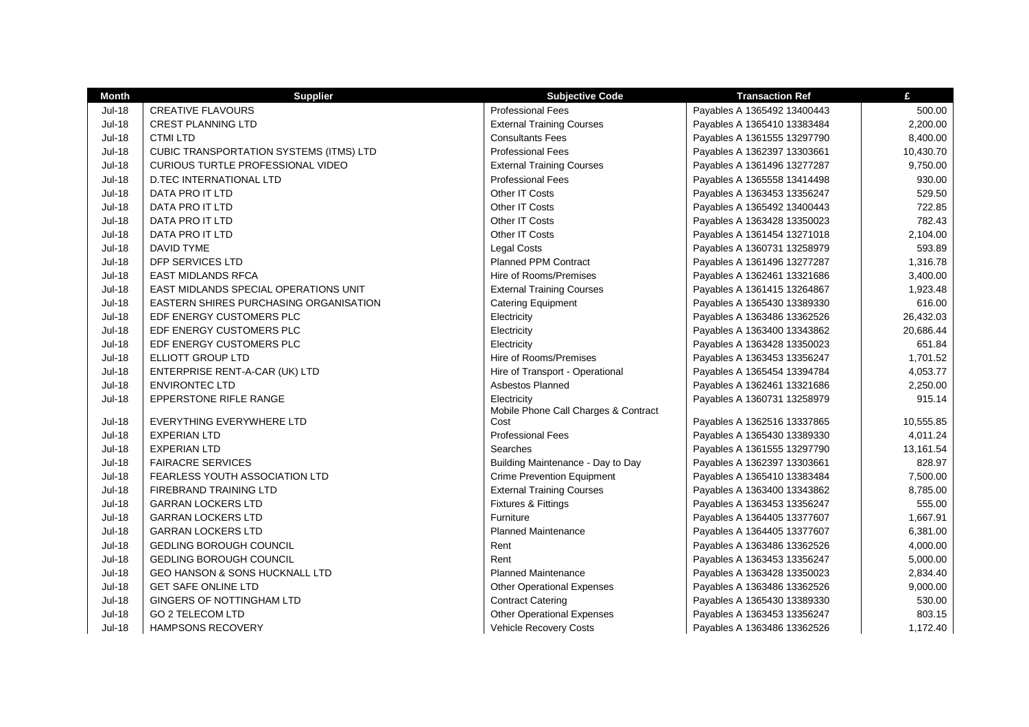| Month | Supplier | Subjective Code | Transaction Ref | £ |
|---|---|---|---|---|
| Jul-18 | CREATIVE FLAVOURS | Professional Fees | Payables A 1365492 13400443 | 500.00 |
| Jul-18 | CREST PLANNING LTD | External Training Courses | Payables A 1365410 13383484 | 2,200.00 |
| Jul-18 | CTMI LTD | Consultants Fees | Payables A 1361555 13297790 | 8,400.00 |
| Jul-18 | CUBIC TRANSPORTATION SYSTEMS (ITMS) LTD | Professional Fees | Payables A 1362397 13303661 | 10,430.70 |
| Jul-18 | CURIOUS TURTLE PROFESSIONAL VIDEO | External Training Courses | Payables A 1361496 13277287 | 9,750.00 |
| Jul-18 | D.TEC INTERNATIONAL LTD | Professional Fees | Payables A 1365558 13414498 | 930.00 |
| Jul-18 | DATA PRO IT LTD | Other IT Costs | Payables A 1363453 13356247 | 529.50 |
| Jul-18 | DATA PRO IT LTD | Other IT Costs | Payables A 1365492 13400443 | 722.85 |
| Jul-18 | DATA PRO IT LTD | Other IT Costs | Payables A 1363428 13350023 | 782.43 |
| Jul-18 | DATA PRO IT LTD | Other IT Costs | Payables A 1361454 13271018 | 2,104.00 |
| Jul-18 | DAVID TYME | Legal Costs | Payables A 1360731 13258979 | 593.89 |
| Jul-18 | DFP SERVICES LTD | Planned PPM Contract | Payables A 1361496 13277287 | 1,316.78 |
| Jul-18 | EAST MIDLANDS RFCA | Hire of Rooms/Premises | Payables A 1362461 13321686 | 3,400.00 |
| Jul-18 | EAST MIDLANDS SPECIAL OPERATIONS UNIT | External Training Courses | Payables A 1361415 13264867 | 1,923.48 |
| Jul-18 | EASTERN SHIRES PURCHASING ORGANISATION | Catering Equipment | Payables A 1365430 13389330 | 616.00 |
| Jul-18 | EDF ENERGY CUSTOMERS PLC | Electricity | Payables A 1363486 13362526 | 26,432.03 |
| Jul-18 | EDF ENERGY CUSTOMERS PLC | Electricity | Payables A 1363400 13343862 | 20,686.44 |
| Jul-18 | EDF ENERGY CUSTOMERS PLC | Electricity | Payables A 1363428 13350023 | 651.84 |
| Jul-18 | ELLIOTT GROUP LTD | Hire of Rooms/Premises | Payables A 1363453 13356247 | 1,701.52 |
| Jul-18 | ENTERPRISE RENT-A-CAR (UK) LTD | Hire of Transport - Operational | Payables A 1365454 13394784 | 4,053.77 |
| Jul-18 | ENVIRONTEC LTD | Asbestos Planned | Payables A 1362461 13321686 | 2,250.00 |
| Jul-18 | EPPERSTONE RIFLE RANGE | Electricity | Payables A 1360731 13258979 | 915.14 |
| Jul-18 | EVERYTHING EVERYWHERE LTD | Mobile Phone Call Charges & Contract Cost | Payables A 1362516 13337865 | 10,555.85 |
| Jul-18 | EXPERIAN LTD | Professional Fees | Payables A 1365430 13389330 | 4,011.24 |
| Jul-18 | EXPERIAN LTD | Searches | Payables A 1361555 13297790 | 13,161.54 |
| Jul-18 | FAIRACRE SERVICES | Building Maintenance - Day to Day | Payables A 1362397 13303661 | 828.97 |
| Jul-18 | FEARLESS YOUTH ASSOCIATION LTD | Crime Prevention Equipment | Payables A 1365410 13383484 | 7,500.00 |
| Jul-18 | FIREBRAND TRAINING LTD | External Training Courses | Payables A 1363400 13343862 | 8,785.00 |
| Jul-18 | GARRAN LOCKERS LTD | Fixtures & Fittings | Payables A 1363453 13356247 | 555.00 |
| Jul-18 | GARRAN LOCKERS LTD | Furniture | Payables A 1364405 13377607 | 1,667.91 |
| Jul-18 | GARRAN LOCKERS LTD | Planned Maintenance | Payables A 1364405 13377607 | 6,381.00 |
| Jul-18 | GEDLING BOROUGH COUNCIL | Rent | Payables A 1363486 13362526 | 4,000.00 |
| Jul-18 | GEDLING BOROUGH COUNCIL | Rent | Payables A 1363453 13356247 | 5,000.00 |
| Jul-18 | GEO HANSON & SONS HUCKNALL LTD | Planned Maintenance | Payables A 1363428 13350023 | 2,834.40 |
| Jul-18 | GET SAFE ONLINE LTD | Other Operational Expenses | Payables A 1363486 13362526 | 9,000.00 |
| Jul-18 | GINGERS OF NOTTINGHAM LTD | Contract Catering | Payables A 1365430 13389330 | 530.00 |
| Jul-18 | GO 2 TELECOM LTD | Other Operational Expenses | Payables A 1363453 13356247 | 803.15 |
| Jul-18 | HAMPSONS RECOVERY | Vehicle Recovery Costs | Payables A 1363486 13362526 | 1,172.40 |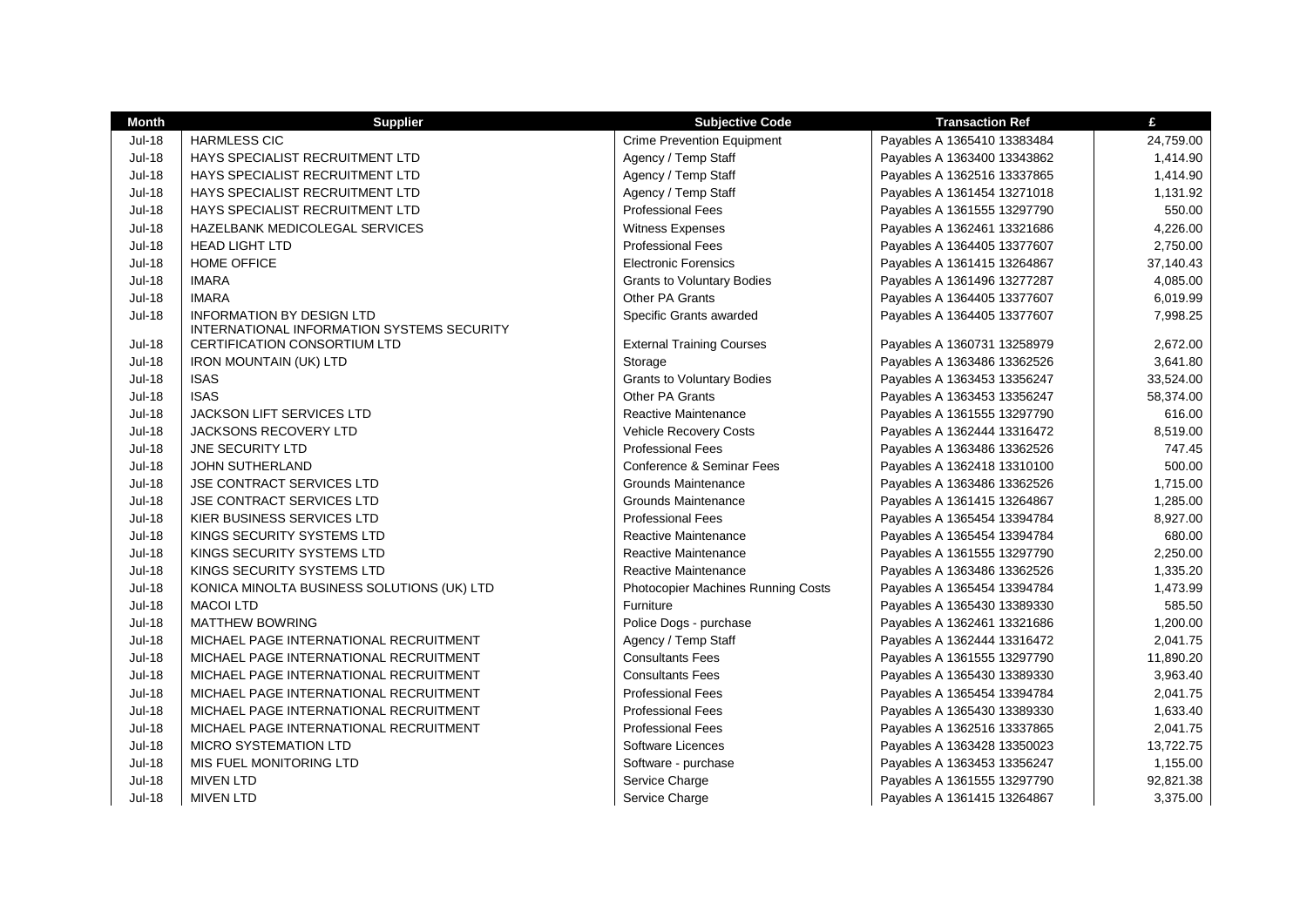| Month | Supplier | Subjective Code | Transaction Ref | £ |
|---|---|---|---|---|
| Jul-18 | HARMLESS CIC | Crime Prevention Equipment | Payables A 1365410 13383484 | 24,759.00 |
| Jul-18 | HAYS SPECIALIST RECRUITMENT LTD | Agency / Temp Staff | Payables A 1363400 13343862 | 1,414.90 |
| Jul-18 | HAYS SPECIALIST RECRUITMENT LTD | Agency / Temp Staff | Payables A 1362516 13337865 | 1,414.90 |
| Jul-18 | HAYS SPECIALIST RECRUITMENT LTD | Agency / Temp Staff | Payables A 1361454 13271018 | 1,131.92 |
| Jul-18 | HAYS SPECIALIST RECRUITMENT LTD | Professional Fees | Payables A 1361555 13297790 | 550.00 |
| Jul-18 | HAZELBANK MEDICOLEGAL SERVICES | Witness Expenses | Payables A 1362461 13321686 | 4,226.00 |
| Jul-18 | HEAD LIGHT LTD | Professional Fees | Payables A 1364405 13377607 | 2,750.00 |
| Jul-18 | HOME OFFICE | Electronic Forensics | Payables A 1361415 13264867 | 37,140.43 |
| Jul-18 | IMARA | Grants to Voluntary Bodies | Payables A 1361496 13277287 | 4,085.00 |
| Jul-18 | IMARA | Other PA Grants | Payables A 1364405 13377607 | 6,019.99 |
| Jul-18 | INFORMATION BY DESIGN LTD | Specific Grants awarded | Payables A 1364405 13377607 | 7,998.25 |
| Jul-18 | INTERNATIONAL INFORMATION SYSTEMS SECURITY CERTIFICATION CONSORTIUM LTD | External Training Courses | Payables A 1360731 13258979 | 2,672.00 |
| Jul-18 | IRON MOUNTAIN (UK) LTD | Storage | Payables A 1363486 13362526 | 3,641.80 |
| Jul-18 | ISAS | Grants to Voluntary Bodies | Payables A 1363453 13356247 | 33,524.00 |
| Jul-18 | ISAS | Other PA Grants | Payables A 1363453 13356247 | 58,374.00 |
| Jul-18 | JACKSON LIFT SERVICES LTD | Reactive Maintenance | Payables A 1361555 13297790 | 616.00 |
| Jul-18 | JACKSONS RECOVERY LTD | Vehicle Recovery Costs | Payables A 1362444 13316472 | 8,519.00 |
| Jul-18 | JNE SECURITY LTD | Professional Fees | Payables A 1363486 13362526 | 747.45 |
| Jul-18 | JOHN SUTHERLAND | Conference & Seminar Fees | Payables A 1362418 13310100 | 500.00 |
| Jul-18 | JSE CONTRACT SERVICES LTD | Grounds Maintenance | Payables A 1363486 13362526 | 1,715.00 |
| Jul-18 | JSE CONTRACT SERVICES LTD | Grounds Maintenance | Payables A 1361415 13264867 | 1,285.00 |
| Jul-18 | KIER BUSINESS SERVICES LTD | Professional Fees | Payables A 1365454 13394784 | 8,927.00 |
| Jul-18 | KINGS SECURITY SYSTEMS LTD | Reactive Maintenance | Payables A 1365454 13394784 | 680.00 |
| Jul-18 | KINGS SECURITY SYSTEMS LTD | Reactive Maintenance | Payables A 1361555 13297790 | 2,250.00 |
| Jul-18 | KINGS SECURITY SYSTEMS LTD | Reactive Maintenance | Payables A 1363486 13362526 | 1,335.20 |
| Jul-18 | KONICA MINOLTA BUSINESS SOLUTIONS (UK) LTD | Photocopier Machines Running Costs | Payables A 1365454 13394784 | 1,473.99 |
| Jul-18 | MACOI LTD | Furniture | Payables A 1365430 13389330 | 585.50 |
| Jul-18 | MATTHEW BOWRING | Police Dogs - purchase | Payables A 1362461 13321686 | 1,200.00 |
| Jul-18 | MICHAEL PAGE INTERNATIONAL RECRUITMENT | Agency / Temp Staff | Payables A 1362444 13316472 | 2,041.75 |
| Jul-18 | MICHAEL PAGE INTERNATIONAL RECRUITMENT | Consultants Fees | Payables A 1361555 13297790 | 11,890.20 |
| Jul-18 | MICHAEL PAGE INTERNATIONAL RECRUITMENT | Consultants Fees | Payables A 1365430 13389330 | 3,963.40 |
| Jul-18 | MICHAEL PAGE INTERNATIONAL RECRUITMENT | Professional Fees | Payables A 1365454 13394784 | 2,041.75 |
| Jul-18 | MICHAEL PAGE INTERNATIONAL RECRUITMENT | Professional Fees | Payables A 1365430 13389330 | 1,633.40 |
| Jul-18 | MICHAEL PAGE INTERNATIONAL RECRUITMENT | Professional Fees | Payables A 1362516 13337865 | 2,041.75 |
| Jul-18 | MICRO SYSTEMATION LTD | Software Licences | Payables A 1363428 13350023 | 13,722.75 |
| Jul-18 | MIS FUEL MONITORING LTD | Software - purchase | Payables A 1363453 13356247 | 1,155.00 |
| Jul-18 | MIVEN LTD | Service Charge | Payables A 1361555 13297790 | 92,821.38 |
| Jul-18 | MIVEN LTD | Service Charge | Payables A 1361415 13264867 | 3,375.00 |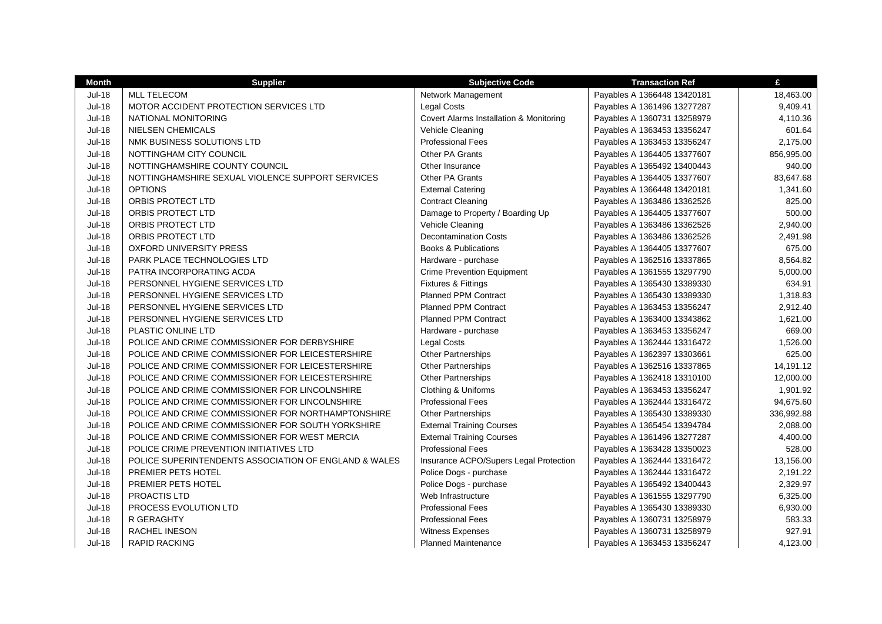| Month | Supplier | Subjective Code | Transaction Ref | £ |
|---|---|---|---|---|
| Jul-18 | MLL TELECOM | Network Management | Payables A 1366448 13420181 | 18,463.00 |
| Jul-18 | MOTOR ACCIDENT PROTECTION SERVICES LTD | Legal Costs | Payables A 1361496 13277287 | 9,409.41 |
| Jul-18 | NATIONAL MONITORING | Covert Alarms Installation & Monitoring | Payables A 1360731 13258979 | 4,110.36 |
| Jul-18 | NIELSEN CHEMICALS | Vehicle Cleaning | Payables A 1363453 13356247 | 601.64 |
| Jul-18 | NMK BUSINESS SOLUTIONS LTD | Professional Fees | Payables A 1363453 13356247 | 2,175.00 |
| Jul-18 | NOTTINGHAM CITY COUNCIL | Other PA Grants | Payables A 1364405 13377607 | 856,995.00 |
| Jul-18 | NOTTINGHAMSHIRE COUNTY COUNCIL | Other Insurance | Payables A 1365492 13400443 | 940.00 |
| Jul-18 | NOTTINGHAMSHIRE SEXUAL VIOLENCE SUPPORT SERVICES | Other PA Grants | Payables A 1364405 13377607 | 83,647.68 |
| Jul-18 | OPTIONS | External Catering | Payables A 1366448 13420181 | 1,341.60 |
| Jul-18 | ORBIS PROTECT LTD | Contract Cleaning | Payables A 1363486 13362526 | 825.00 |
| Jul-18 | ORBIS PROTECT LTD | Damage to Property / Boarding Up | Payables A 1364405 13377607 | 500.00 |
| Jul-18 | ORBIS PROTECT LTD | Vehicle Cleaning | Payables A 1363486 13362526 | 2,940.00 |
| Jul-18 | ORBIS PROTECT LTD | Decontamination Costs | Payables A 1363486 13362526 | 2,491.98 |
| Jul-18 | OXFORD UNIVERSITY PRESS | Books & Publications | Payables A 1364405 13377607 | 675.00 |
| Jul-18 | PARK PLACE TECHNOLOGIES LTD | Hardware - purchase | Payables A 1362516 13337865 | 8,564.82 |
| Jul-18 | PATRA INCORPORATING ACDA | Crime Prevention Equipment | Payables A 1361555 13297790 | 5,000.00 |
| Jul-18 | PERSONNEL HYGIENE SERVICES LTD | Fixtures & Fittings | Payables A 1365430 13389330 | 634.91 |
| Jul-18 | PERSONNEL HYGIENE SERVICES LTD | Planned PPM Contract | Payables A 1365430 13389330 | 1,318.83 |
| Jul-18 | PERSONNEL HYGIENE SERVICES LTD | Planned PPM Contract | Payables A 1363453 13356247 | 2,912.40 |
| Jul-18 | PERSONNEL HYGIENE SERVICES LTD | Planned PPM Contract | Payables A 1363400 13343862 | 1,621.00 |
| Jul-18 | PLASTIC ONLINE LTD | Hardware - purchase | Payables A 1363453 13356247 | 669.00 |
| Jul-18 | POLICE AND CRIME COMMISSIONER FOR DERBYSHIRE | Legal Costs | Payables A 1362444 13316472 | 1,526.00 |
| Jul-18 | POLICE AND CRIME COMMISSIONER FOR LEICESTERSHIRE | Other Partnerships | Payables A 1362397 13303661 | 625.00 |
| Jul-18 | POLICE AND CRIME COMMISSIONER FOR LEICESTERSHIRE | Other Partnerships | Payables A 1362516 13337865 | 14,191.12 |
| Jul-18 | POLICE AND CRIME COMMISSIONER FOR LEICESTERSHIRE | Other Partnerships | Payables A 1362418 13310100 | 12,000.00 |
| Jul-18 | POLICE AND CRIME COMMISSIONER FOR LINCOLNSHIRE | Clothing & Uniforms | Payables A 1363453 13356247 | 1,901.92 |
| Jul-18 | POLICE AND CRIME COMMISSIONER FOR LINCOLNSHIRE | Professional Fees | Payables A 1362444 13316472 | 94,675.60 |
| Jul-18 | POLICE AND CRIME COMMISSIONER FOR NORTHAMPTONSHIRE | Other Partnerships | Payables A 1365430 13389330 | 336,992.88 |
| Jul-18 | POLICE AND CRIME COMMISSIONER FOR SOUTH YORKSHIRE | External Training Courses | Payables A 1365454 13394784 | 2,088.00 |
| Jul-18 | POLICE AND CRIME COMMISSIONER FOR WEST MERCIA | External Training Courses | Payables A 1361496 13277287 | 4,400.00 |
| Jul-18 | POLICE CRIME PREVENTION INITIATIVES LTD | Professional Fees | Payables A 1363428 13350023 | 528.00 |
| Jul-18 | POLICE SUPERINTENDENTS ASSOCIATION OF ENGLAND & WALES | Insurance ACPO/Supers Legal Protection | Payables A 1362444 13316472 | 13,156.00 |
| Jul-18 | PREMIER PETS HOTEL | Police Dogs - purchase | Payables A 1362444 13316472 | 2,191.22 |
| Jul-18 | PREMIER PETS HOTEL | Police Dogs - purchase | Payables A 1365492 13400443 | 2,329.97 |
| Jul-18 | PROACTIS LTD | Web Infrastructure | Payables A 1361555 13297790 | 6,325.00 |
| Jul-18 | PROCESS EVOLUTION LTD | Professional Fees | Payables A 1365430 13389330 | 6,930.00 |
| Jul-18 | R GERAGHTY | Professional Fees | Payables A 1360731 13258979 | 583.33 |
| Jul-18 | RACHEL INESON | Witness Expenses | Payables A 1360731 13258979 | 927.91 |
| Jul-18 | RAPID RACKING | Planned Maintenance | Payables A 1363453 13356247 | 4,123.00 |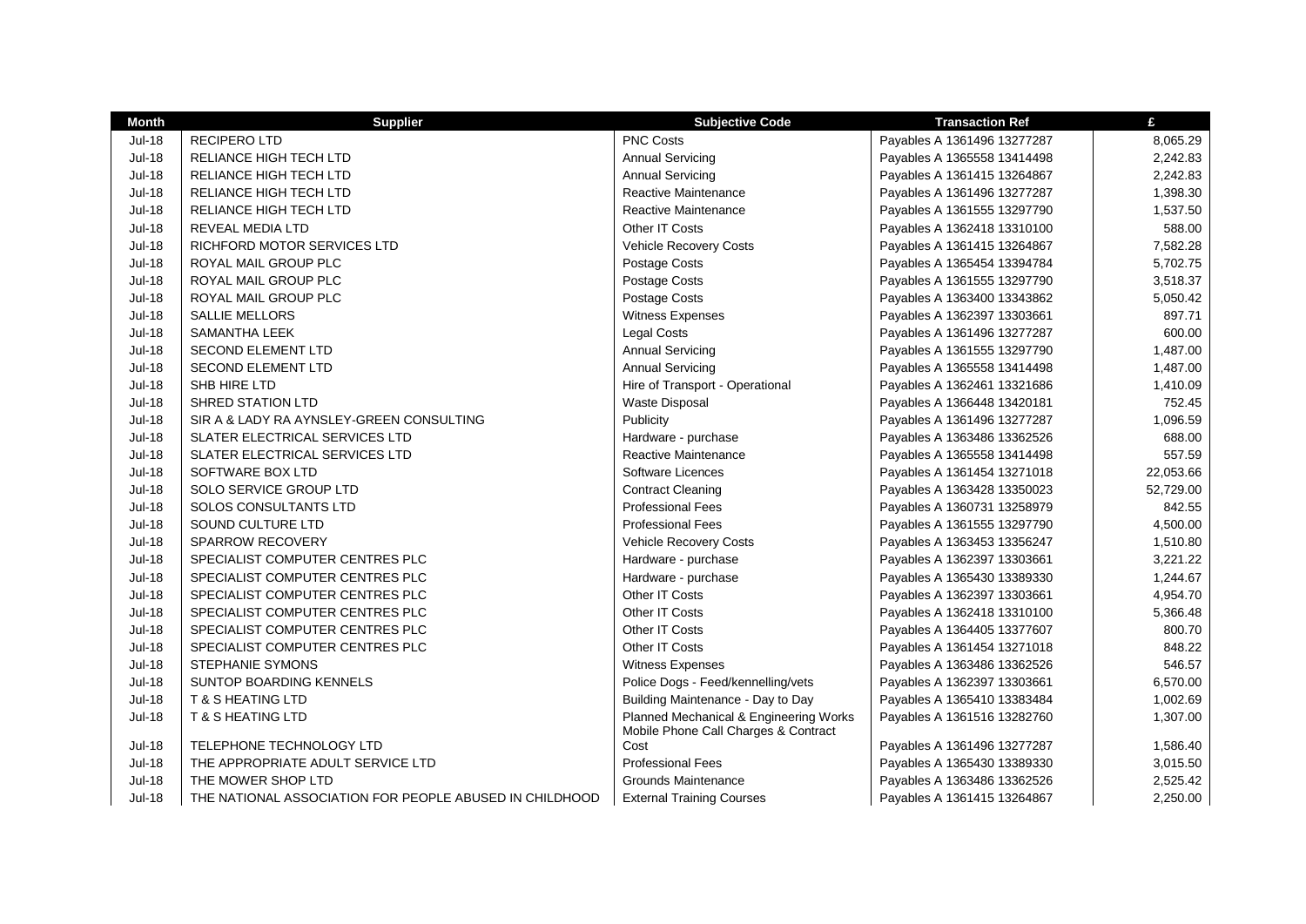| Month | Supplier | Subjective Code | Transaction Ref | £ |
|---|---|---|---|---|
| Jul-18 | RECIPERO LTD | PNC Costs | Payables A 1361496 13277287 | 8,065.29 |
| Jul-18 | RELIANCE HIGH TECH LTD | Annual Servicing | Payables A 1365558 13414498 | 2,242.83 |
| Jul-18 | RELIANCE HIGH TECH LTD | Annual Servicing | Payables A 1361415 13264867 | 2,242.83 |
| Jul-18 | RELIANCE HIGH TECH LTD | Reactive Maintenance | Payables A 1361496 13277287 | 1,398.30 |
| Jul-18 | RELIANCE HIGH TECH LTD | Reactive Maintenance | Payables A 1361555 13297790 | 1,537.50 |
| Jul-18 | REVEAL MEDIA LTD | Other IT Costs | Payables A 1362418 13310100 | 588.00 |
| Jul-18 | RICHFORD MOTOR SERVICES LTD | Vehicle Recovery Costs | Payables A 1361415 13264867 | 7,582.28 |
| Jul-18 | ROYAL MAIL GROUP PLC | Postage Costs | Payables A 1365454 13394784 | 5,702.75 |
| Jul-18 | ROYAL MAIL GROUP PLC | Postage Costs | Payables A 1361555 13297790 | 3,518.37 |
| Jul-18 | ROYAL MAIL GROUP PLC | Postage Costs | Payables A 1363400 13343862 | 5,050.42 |
| Jul-18 | SALLIE MELLORS | Witness Expenses | Payables A 1362397 13303661 | 897.71 |
| Jul-18 | SAMANTHA LEEK | Legal Costs | Payables A 1361496 13277287 | 600.00 |
| Jul-18 | SECOND ELEMENT LTD | Annual Servicing | Payables A 1361555 13297790 | 1,487.00 |
| Jul-18 | SECOND ELEMENT LTD | Annual Servicing | Payables A 1365558 13414498 | 1,487.00 |
| Jul-18 | SHB HIRE LTD | Hire of Transport - Operational | Payables A 1362461 13321686 | 1,410.09 |
| Jul-18 | SHRED STATION LTD | Waste Disposal | Payables A 1366448 13420181 | 752.45 |
| Jul-18 | SIR A & LADY RA AYNSLEY-GREEN CONSULTING | Publicity | Payables A 1361496 13277287 | 1,096.59 |
| Jul-18 | SLATER ELECTRICAL SERVICES LTD | Hardware - purchase | Payables A 1363486 13362526 | 688.00 |
| Jul-18 | SLATER ELECTRICAL SERVICES LTD | Reactive Maintenance | Payables A 1365558 13414498 | 557.59 |
| Jul-18 | SOFTWARE BOX LTD | Software Licences | Payables A 1361454 13271018 | 22,053.66 |
| Jul-18 | SOLO SERVICE GROUP LTD | Contract Cleaning | Payables A 1363428 13350023 | 52,729.00 |
| Jul-18 | SOLOS CONSULTANTS LTD | Professional Fees | Payables A 1360731 13258979 | 842.55 |
| Jul-18 | SOUND CULTURE LTD | Professional Fees | Payables A 1361555 13297790 | 4,500.00 |
| Jul-18 | SPARROW RECOVERY | Vehicle Recovery Costs | Payables A 1363453 13356247 | 1,510.80 |
| Jul-18 | SPECIALIST COMPUTER CENTRES PLC | Hardware - purchase | Payables A 1362397 13303661 | 3,221.22 |
| Jul-18 | SPECIALIST COMPUTER CENTRES PLC | Hardware - purchase | Payables A 1365430 13389330 | 1,244.67 |
| Jul-18 | SPECIALIST COMPUTER CENTRES PLC | Other IT Costs | Payables A 1362397 13303661 | 4,954.70 |
| Jul-18 | SPECIALIST COMPUTER CENTRES PLC | Other IT Costs | Payables A 1362418 13310100 | 5,366.48 |
| Jul-18 | SPECIALIST COMPUTER CENTRES PLC | Other IT Costs | Payables A 1364405 13377607 | 800.70 |
| Jul-18 | SPECIALIST COMPUTER CENTRES PLC | Other IT Costs | Payables A 1361454 13271018 | 848.22 |
| Jul-18 | STEPHANIE SYMONS | Witness Expenses | Payables A 1363486 13362526 | 546.57 |
| Jul-18 | SUNTOP BOARDING KENNELS | Police Dogs - Feed/kennelling/vets | Payables A 1362397 13303661 | 6,570.00 |
| Jul-18 | T & S HEATING LTD | Building Maintenance - Day to Day | Payables A 1365410 13383484 | 1,002.69 |
| Jul-18 | T & S HEATING LTD | Planned Mechanical & Engineering Works | Payables A 1361516 13282760 | 1,307.00 |
| Jul-18 | TELEPHONE TECHNOLOGY LTD | Mobile Phone Call Charges & Contract Cost | Payables A 1361496 13277287 | 1,586.40 |
| Jul-18 | THE APPROPRIATE ADULT SERVICE LTD | Professional Fees | Payables A 1365430 13389330 | 3,015.50 |
| Jul-18 | THE MOWER SHOP LTD | Grounds Maintenance | Payables A 1363486 13362526 | 2,525.42 |
| Jul-18 | THE NATIONAL ASSOCIATION FOR PEOPLE ABUSED IN CHILDHOOD | External Training Courses | Payables A 1361415 13264867 | 2,250.00 |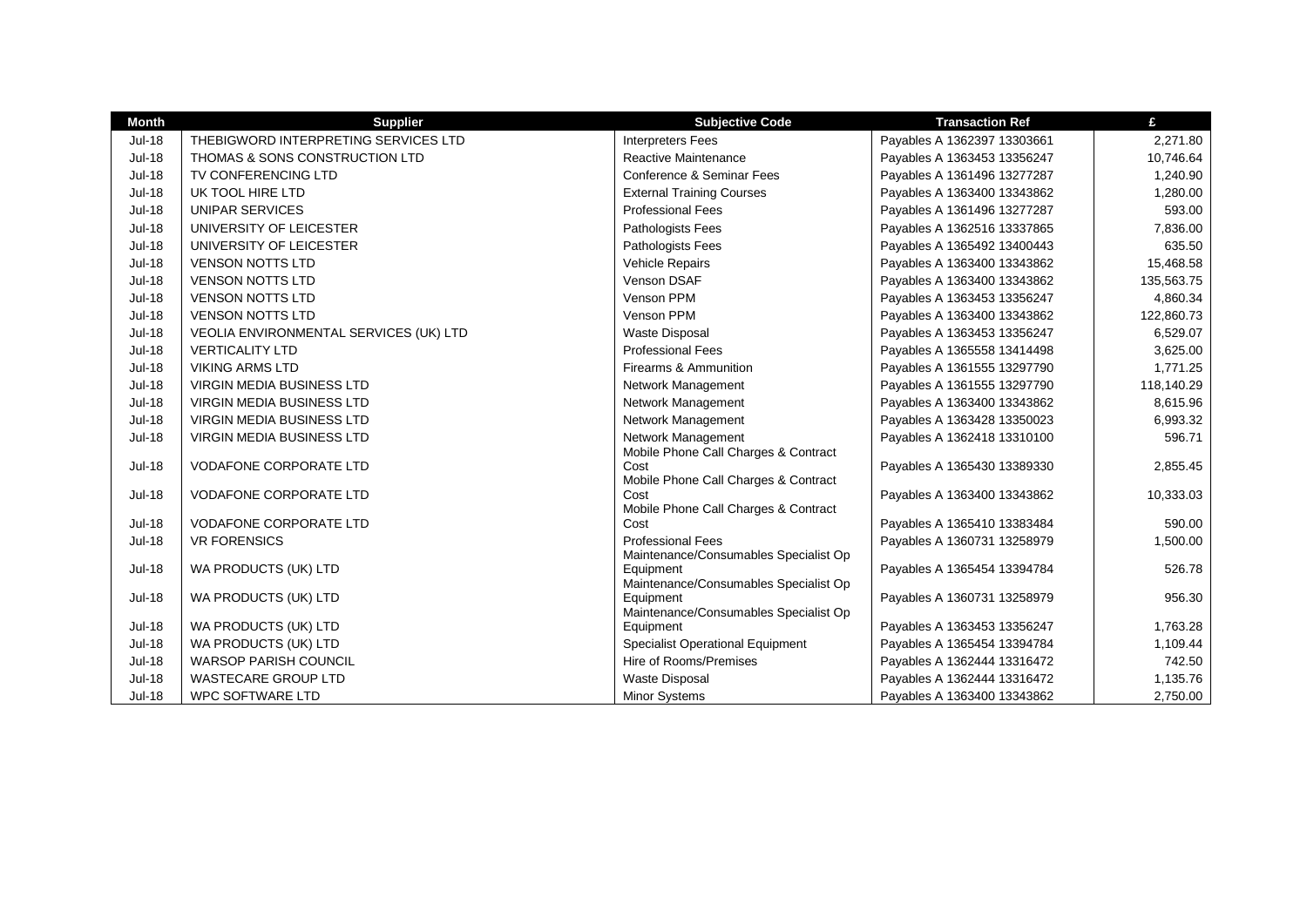| Month | Supplier | Subjective Code | Transaction Ref | £ |
|---|---|---|---|---|
| Jul-18 | THEBIGWORD INTERPRETING SERVICES LTD | Interpreters Fees | Payables A 1362397 13303661 | 2,271.80 |
| Jul-18 | THOMAS & SONS CONSTRUCTION LTD | Reactive Maintenance | Payables A 1363453 13356247 | 10,746.64 |
| Jul-18 | TV CONFERENCING LTD | Conference & Seminar Fees | Payables A 1361496 13277287 | 1,240.90 |
| Jul-18 | UK TOOL HIRE LTD | External Training Courses | Payables A 1363400 13343862 | 1,280.00 |
| Jul-18 | UNIPAR SERVICES | Professional Fees | Payables A 1361496 13277287 | 593.00 |
| Jul-18 | UNIVERSITY OF LEICESTER | Pathologists Fees | Payables A 1362516 13337865 | 7,836.00 |
| Jul-18 | UNIVERSITY OF LEICESTER | Pathologists Fees | Payables A 1365492 13400443 | 635.50 |
| Jul-18 | VENSON NOTTS LTD | Vehicle Repairs | Payables A 1363400 13343862 | 15,468.58 |
| Jul-18 | VENSON NOTTS LTD | Venson DSAF | Payables A 1363400 13343862 | 135,563.75 |
| Jul-18 | VENSON NOTTS LTD | Venson PPM | Payables A 1363453 13356247 | 4,860.34 |
| Jul-18 | VENSON NOTTS LTD | Venson PPM | Payables A 1363400 13343862 | 122,860.73 |
| Jul-18 | VEOLIA ENVIRONMENTAL SERVICES (UK) LTD | Waste Disposal | Payables A 1363453 13356247 | 6,529.07 |
| Jul-18 | VERTICALITY LTD | Professional Fees | Payables A 1365558 13414498 | 3,625.00 |
| Jul-18 | VIKING ARMS LTD | Firearms & Ammunition | Payables A 1361555 13297790 | 1,771.25 |
| Jul-18 | VIRGIN MEDIA BUSINESS LTD | Network Management | Payables A 1361555 13297790 | 118,140.29 |
| Jul-18 | VIRGIN MEDIA BUSINESS LTD | Network Management | Payables A 1363400 13343862 | 8,615.96 |
| Jul-18 | VIRGIN MEDIA BUSINESS LTD | Network Management | Payables A 1363428 13350023 | 6,993.32 |
| Jul-18 | VIRGIN MEDIA BUSINESS LTD | Network Management | Payables A 1362418 13310100 | 596.71 |
| Jul-18 | VODAFONE CORPORATE LTD | Mobile Phone Call Charges & Contract Cost | Payables A 1365430 13389330 | 2,855.45 |
| Jul-18 | VODAFONE CORPORATE LTD | Mobile Phone Call Charges & Contract Cost | Payables A 1363400 13343862 | 10,333.03 |
| Jul-18 | VODAFONE CORPORATE LTD | Mobile Phone Call Charges & Contract Cost | Payables A 1365410 13383484 | 590.00 |
| Jul-18 | VR FORENSICS | Professional Fees | Payables A 1360731 13258979 | 1,500.00 |
| Jul-18 | WA PRODUCTS (UK) LTD | Maintenance/Consumables Specialist Op Equipment | Payables A 1365454 13394784 | 526.78 |
| Jul-18 | WA PRODUCTS (UK) LTD | Maintenance/Consumables Specialist Op Equipment | Payables A 1360731 13258979 | 956.30 |
| Jul-18 | WA PRODUCTS (UK) LTD | Maintenance/Consumables Specialist Op Equipment | Payables A 1363453 13356247 | 1,763.28 |
| Jul-18 | WA PRODUCTS (UK) LTD | Specialist Operational Equipment | Payables A 1365454 13394784 | 1,109.44 |
| Jul-18 | WARSOP PARISH COUNCIL | Hire of Rooms/Premises | Payables A 1362444 13316472 | 742.50 |
| Jul-18 | WASTECARE GROUP LTD | Waste Disposal | Payables A 1362444 13316472 | 1,135.76 |
| Jul-18 | WPC SOFTWARE LTD | Minor Systems | Payables A 1363400 13343862 | 2,750.00 |